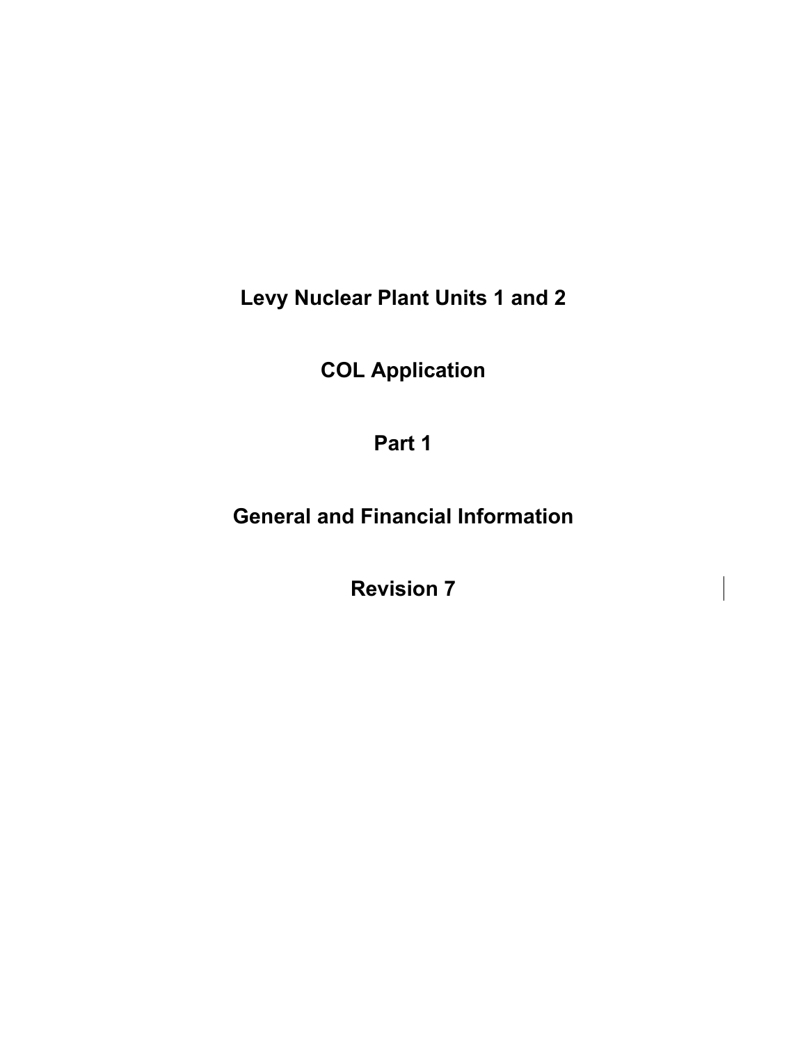# Levy Nuclear Plant Units 1 and 2

# COL Application

# Part 1

# General and Financial Information

# Revision 7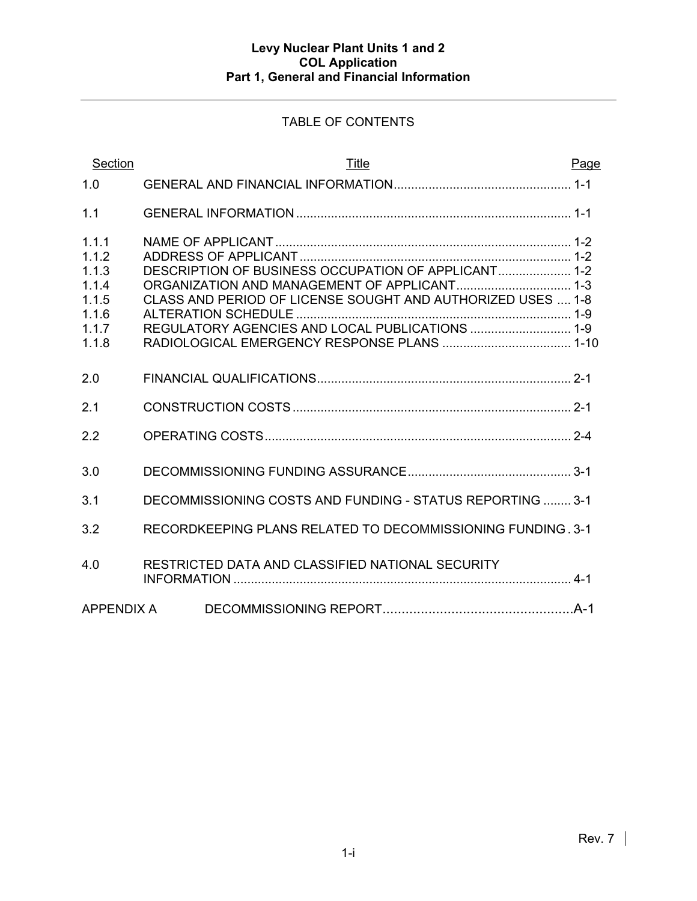TABLE OF CONTENTS

| Section | Title | Page |
|---|---|---|
| 1.0 | GENERAL AND FINANCIAL INFORMATION | 1-1 |
| 1.1 | GENERAL INFORMATION | 1-1 |
| 1.1.1 | NAME OF APPLICANT | 1-2 |
| 1.1.2 | ADDRESS OF APPLICANT | 1-2 |
| 1.1.3 | DESCRIPTION OF BUSINESS OCCUPATION OF APPLICANT | 1-2 |
| 1.1.4 | ORGANIZATION AND MANAGEMENT OF APPLICANT | 1-3 |
| 1.1.5 | CLASS AND PERIOD OF LICENSE SOUGHT AND AUTHORIZED USES | 1-8 |
| 1.1.6 | ALTERATION SCHEDULE | 1-9 |
| 1.1.7 | REGULATORY AGENCIES AND LOCAL PUBLICATIONS | 1-9 |
| 1.1.8 | RADIOLOGICAL EMERGENCY RESPONSE PLANS | 1-10 |
| 2.0 | FINANCIAL QUALIFICATIONS | 2-1 |
| 2.1 | CONSTRUCTION COSTS | 2-1 |
| 2.2 | OPERATING COSTS | 2-4 |
| 3.0 | DECOMMISSIONING FUNDING ASSURANCE | 3-1 |
| 3.1 | DECOMMISSIONING COSTS AND FUNDING - STATUS REPORTING | 3-1 |
| 3.2 | RECORDKEEPING PLANS RELATED TO DECOMMISSIONING FUNDING | 3-1 |
| 4.0 | RESTRICTED DATA AND CLASSIFIED NATIONAL SECURITY INFORMATION | 4-1 |
| APPENDIX A | DECOMMISSIONING REPORT | A-1 |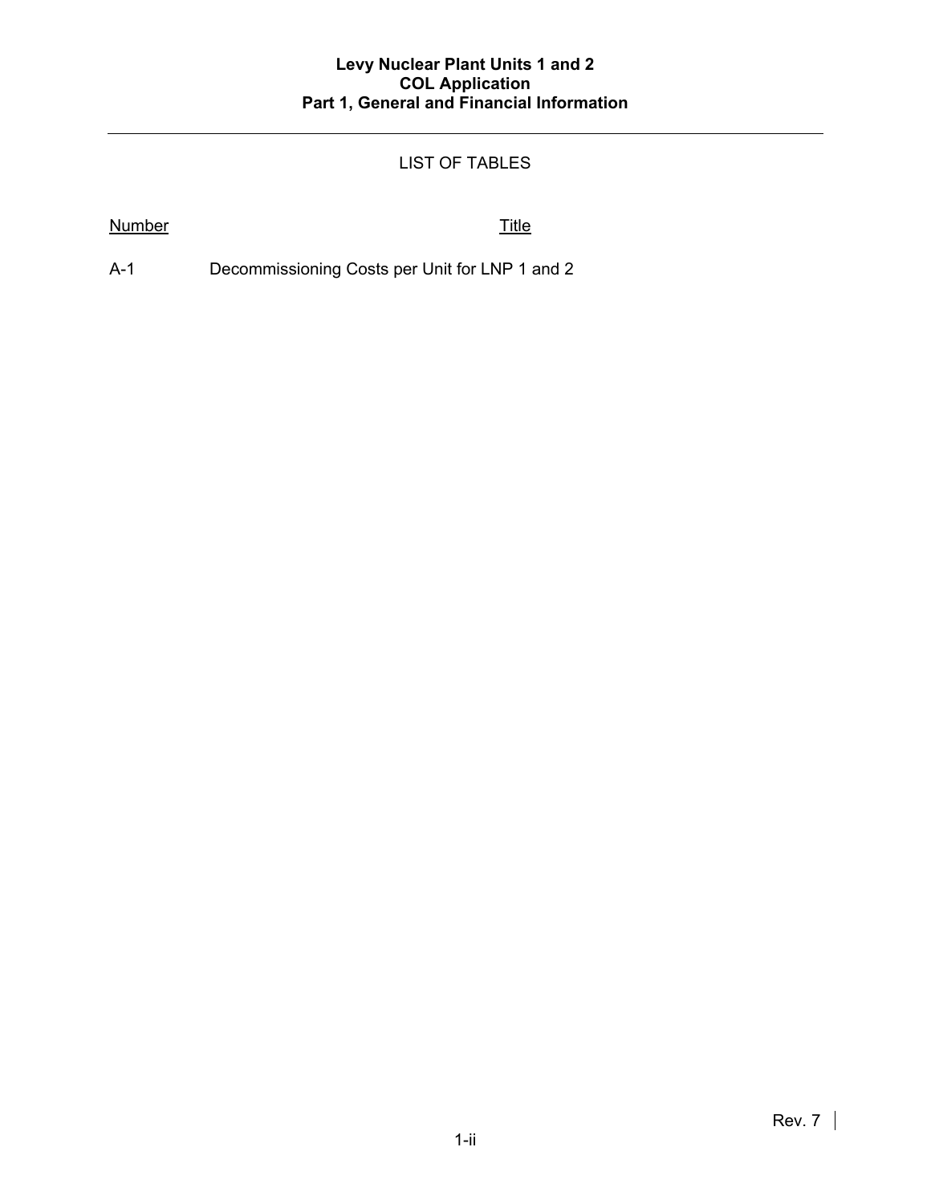## LIST OF TABLES

| Number | Title |
|---|---|
| A-1 | Decommissioning Costs per Unit for LNP 1 and 2 |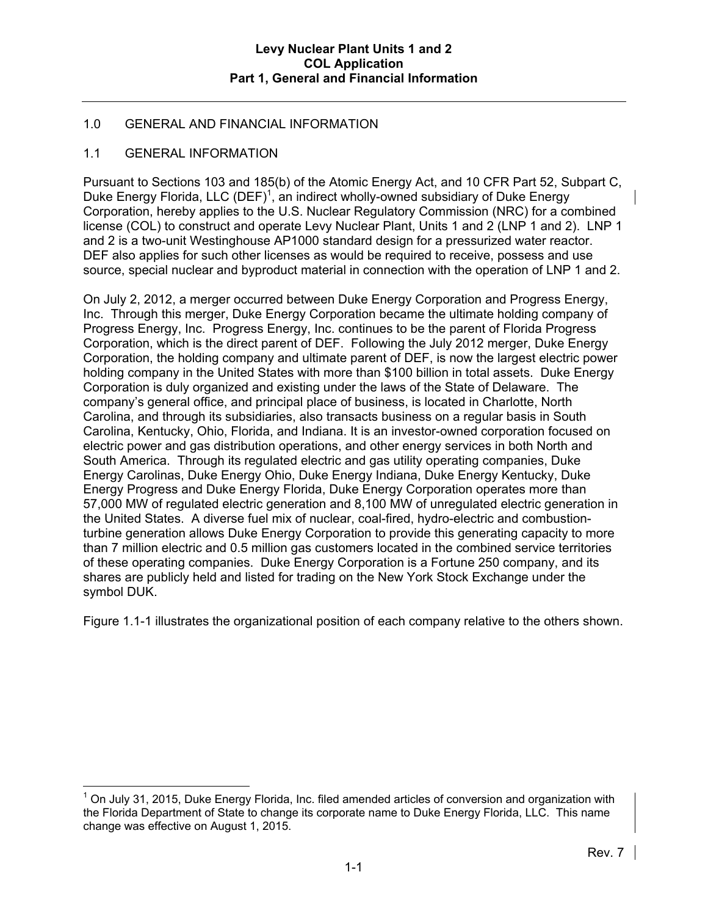## 1.0 GENERAL AND FINANCIAL INFORMATION

### 1.1 GENERAL INFORMATION

Pursuant to Sections 103 and 185(b) of the Atomic Energy Act, and 10 CFR Part 52, Subpart C, Duke Energy Florida, LLC (DEF)[1], an indirect wholly-owned subsidiary of Duke Energy Corporation, hereby applies to the U.S. Nuclear Regulatory Commission (NRC) for a combined license (COL) to construct and operate Levy Nuclear Plant, Units 1 and 2 (LNP 1 and 2). LNP 1 and 2 is a two-unit Westinghouse AP1000 standard design for a pressurized water reactor. DEF also applies for such other licenses as would be required to receive, possess and use source, special nuclear and byproduct material in connection with the operation of LNP 1 and 2.

On July 2, 2012, a merger occurred between Duke Energy Corporation and Progress Energy, Inc. Through this merger, Duke Energy Corporation continues became the ultimate holding company of Progress Energy, Inc. Progress Energy, Inc. continues to be the parent of Florida Progress Corporation, which is the direct parent of DEF. Following the July 2012 merger, Duke Energy Corporation, the holding company and ultimate parent of DEF, is now the largest electric power holding company in the United States with more than $100 billion in total assets. Duke Energy Corporation is duly organized and existing under the laws of the State of Delaware. The company's general office, and principal place of business, is located in Charlotte, North Carolina, and through its subsidiaries, also transacts business on a regular basis in South Carolina, Kentucky, Ohio, Florida, and Indiana. It is an investor-owned corporation focused on electric power and gas distribution operations, and other energy services in both North and South America. Through its regulated electric and gas utility operating companies, Duke Energy Carolinas, Duke Energy Ohio, Duke Energy Indiana, Duke Energy Kentucky, Duke Energy Progress and Duke Energy Florida, Duke Energy Corporation operates more than 57,000 MW of regulated electric generation and 8,100 MW of unregulated electric generation in the United States. A diverse fuel mix of nuclear, coal-fired, hydro-electric and combustion-turbine generation allows Duke Energy Corporation to provide this generating capacity to more than 7 million electric and 0.5 million gas customers located in the combined service territories of these operating companies. Duke Energy Corporation is a Fortune 250 company, and its shares are publicly held and listed for trading on the New York Stock Exchange under the symbol DUK.

Figure 1.1-1 illustrates the organizational position of each company relative to the others shown.

---

[1] On July 31, 2015, Duke Energy Florida, Inc. filed amended articles of conversion and organization with the Florida Department of State to change its corporate name to Duke Energy Florida, LLC. This name change was effective on August 1, 2015.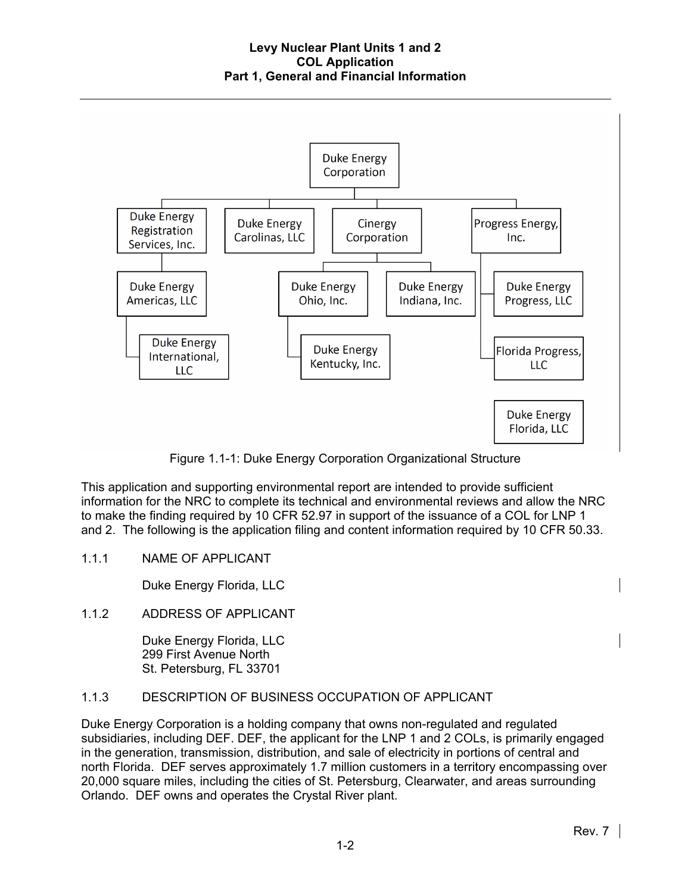- Duke Energy Corporation
  - Duke Energy Registration Services, Inc.
    - Duke Energy Americas, LLC
      - Duke Energy International, LLC
  - Duke Energy Carolinas, LLC
  - Cinergy Corporation
    - Duke Energy Ohio, Inc.
      - Duke Energy Kentucky, Inc.
    - Duke Energy Indiana, Inc.
  - Progress Energy, Inc.
    - Duke Energy Progress, LLC
    - Florida Progress, LLC
    - Duke Energy Florida, LLC

Figure 1.1-1: Duke Energy Corporation Organizational Structure

This application and supporting environmental report are intended to provide sufficient information for the NRC to complete its technical and environmental reviews and allow the NRC to make the finding required by 10 CFR 52.97 in support of the issuance of a COL for LNP 1 and 2. The following is the application filing and content information required by 10 CFR 50.33.

### 1.1.1 NAME OF APPLICANT

Duke Energy Florida, LLC

### 1.1.2 ADDRESS OF APPLICANT

Duke Energy Florida, LLC
299 First Avenue North
St. Petersburg, FL 33701

### 1.1.3 DESCRIPTION OF BUSINESS OCCUPATION OF APPLICANT

Duke Energy Corporation is a holding company that owns non-regulated and regulated subsidiaries, including DEF. DEF, the applicant for the LNP 1 and 2 COLs, is primarily engaged in the generation, transmission, distribution, and sale of electricity in portions of central and north Florida. DEF serves approximately 1.7 million customers in a territory encompassing over 20,000 square miles, including the cities of St. Petersburg, Clearwater, and areas surrounding Orlando. DEF owns and operates the Crystal River plant.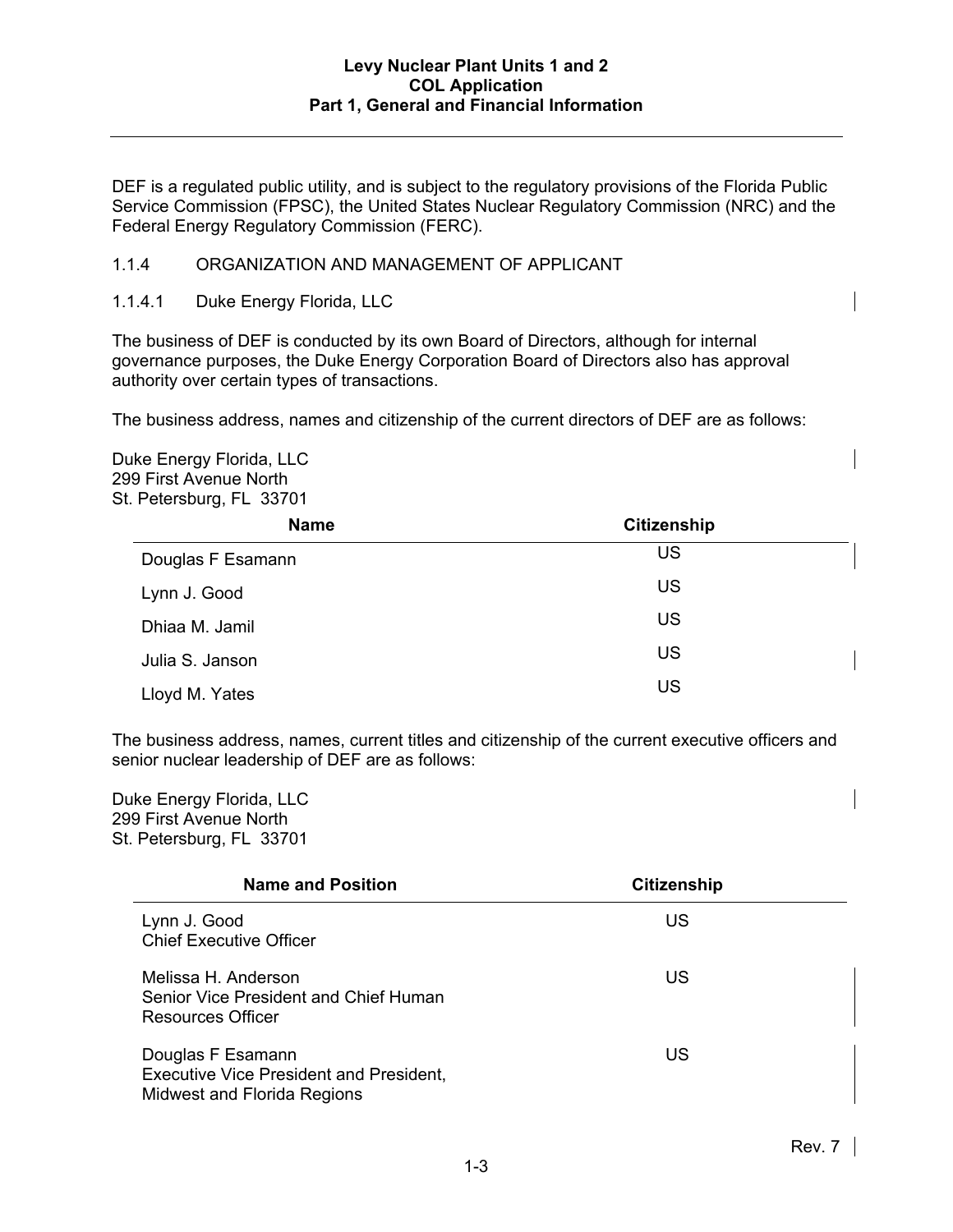DEF is a regulated public utility, and is subject to the regulatory provisions of the Florida Public Service Commission (FPSC), the United States Nuclear Regulatory Commission (NRC) and the Federal Energy Regulatory Commission (FERC).

### 1.1.4 ORGANIZATION AND MANAGEMENT OF APPLICANT

#### 1.1.4.1 Duke Energy Florida, LLC

The business of DEF is conducted by its own Board of Directors, although for internal governance purposes, the Duke Energy Corporation Board of Directors also has approval authority over certain types of transactions.

The business address, names and citizenship of the current directors of DEF are as follows:

Duke Energy Florida, LLC
299 First Avenue North
St. Petersburg, FL 33701

| Name | Citizenship |
|---|---|
| Douglas F Esamann | US |
| Lynn J. Good | US |
| Dhiaa M. Jamil | US |
| Julia S. Janson | US |
| Lloyd M. Yates | US |

The business address, names, current titles and citizenship of the current executive officers and senior nuclear leadership of DEF are as follows:

Duke Energy Florida, LLC
299 First Avenue North
St. Petersburg, FL 33701

| Name and Position | Citizenship |
|---|---|
| Lynn J. Good<br>Chief Executive Officer | US |
| Melissa H. Anderson<br>Senior Vice President and Chief Human Resources Officer | US |
| Douglas F Esamann<br>Executive Vice President and President, Midwest and Florida Regions | US |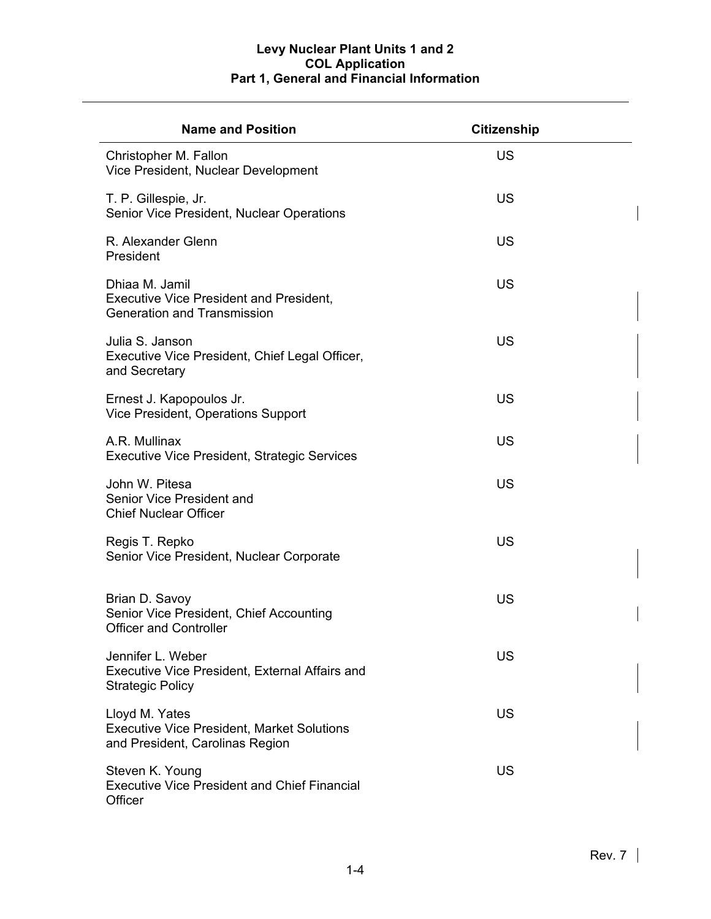| Name and Position | Citizenship |
|---|---|
| Christopher M. Fallon<br>Vice President, Nuclear Development | US |
| T. P. Gillespie, Jr.<br>Senior Vice President, Nuclear Operations | US |
| R. Alexander Glenn<br>President | US |
| Dhiaa M. Jamil<br>Executive Vice President and President, Generation and Transmission | US |
| Julia S. Janson<br>Executive Vice President, Chief Legal Officer, and Secretary | US |
| Ernest J. Kapopoulos Jr.<br>Vice President, Operations Support | US |
| A.R. Mullinax<br>Executive Vice President, Strategic Services | US |
| John W. Pitesa<br>Senior Vice President and Chief Nuclear Officer | US |
| Regis T. Repko<br>Senior Vice President, Nuclear Corporate | US |
| Brian D. Savoy<br>Senior Vice President, Chief Accounting Officer and Controller | US |
| Jennifer L. Weber<br>Executive Vice President, External Affairs and Strategic Policy | US |
| Lloyd M. Yates<br>Executive Vice President, Market Solutions and President, Carolinas Region | US |
| Steven K. Young<br>Executive Vice President and Chief Financial Officer | US |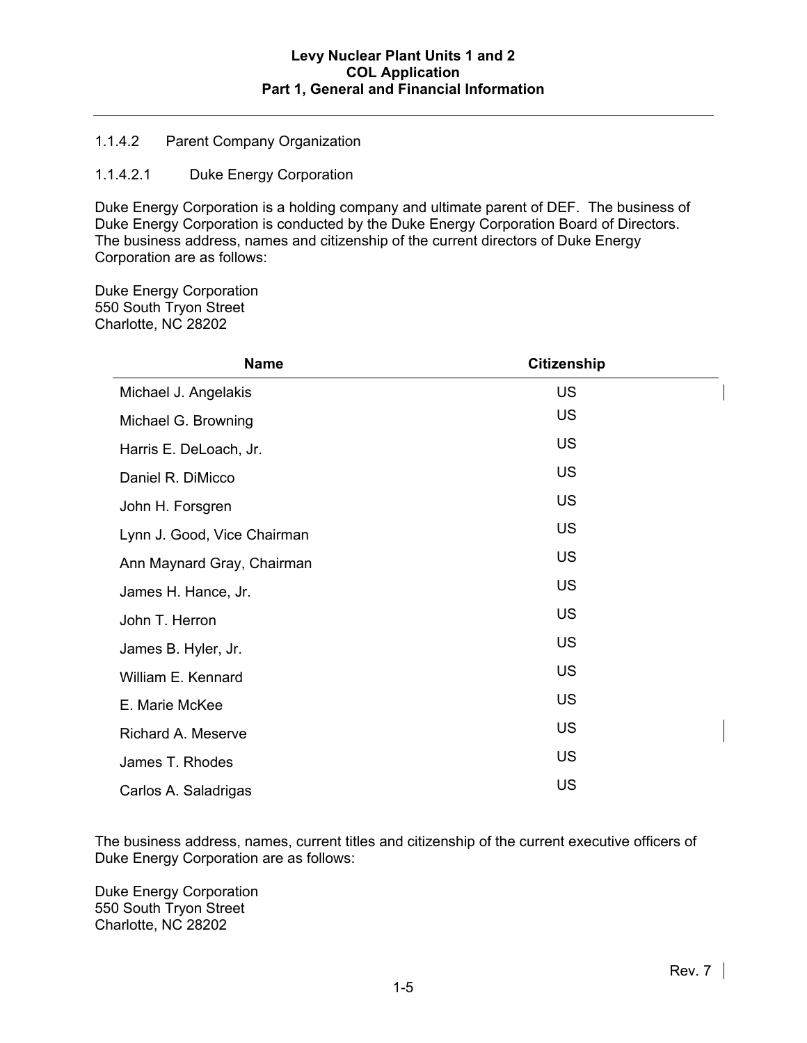#### 1.1.4.2 Parent Company Organization

##### 1.1.4.2.1 Duke Energy Corporation

Duke Energy Corporation is a holding company and ultimate parent of DEF. The business of Duke Energy Corporation is conducted by the Duke Energy Corporation Board of Directors. The business address, names and citizenship of the current directors of Duke Energy Corporation are as follows:

Duke Energy Corporation
550 South Tryon Street
Charlotte, NC 28202

| Name | Citizenship |
|---|---|
| Michael J. Angelakis | US |
| Michael G. Browning | US |
| Harris E. DeLoach, Jr. | US |
| Daniel R. DiMicco | US |
| John H. Forsgren | US |
| Lynn J. Good, Vice Chairman | US |
| Ann Maynard Gray, Chairman | US |
| James H. Hance, Jr. | US |
| John T. Herron | US |
| James B. Hyler, Jr. | US |
| William E. Kennard | US |
| E. Marie McKee | US |
| Richard A. Meserve | US |
| James T. Rhodes | US |
| Carlos A. Saladrigas | US |

The business address, names, current titles and citizenship of the current executive officers of Duke Energy Corporation are as follows:

Duke Energy Corporation
550 South Tryon Street
Charlotte, NC 28202

Rev. 7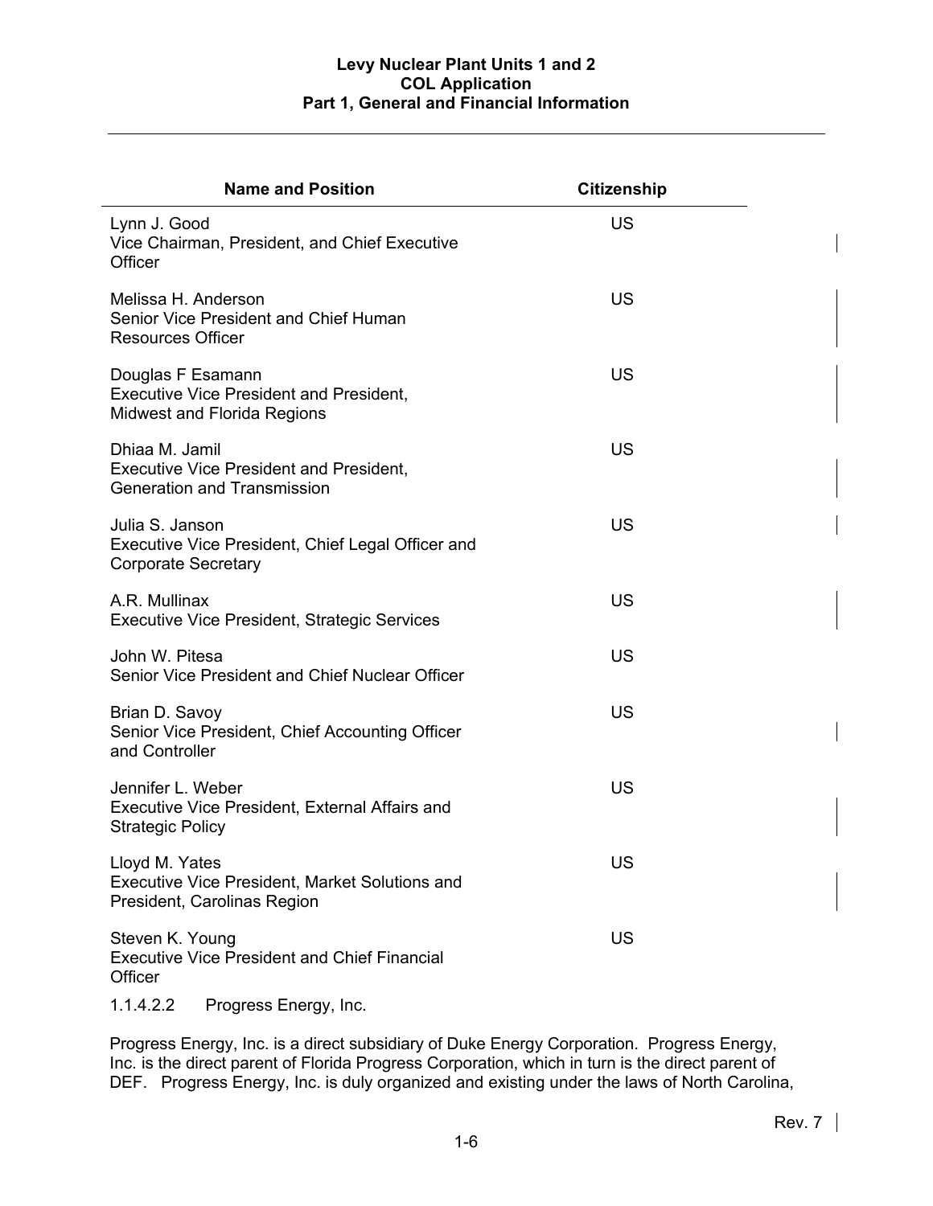| Name and Position | Citizenship |
|---|---|
| Lynn J. Good<br>Vice Chairman, President, and Chief Executive Officer | US |
| Melissa H. Anderson<br>Senior Vice President and Chief Human Resources Officer | US |
| Douglas F Esamann<br>Executive Vice President and President, Midwest and Florida Regions | US |
| Dhiaa M. Jamil<br>Executive Vice President and President, Generation and Transmission | US |
| Julia S. Janson<br>Executive Vice President, Chief Legal Officer and Corporate Secretary | US |
| A.R. Mullinax<br>Executive Vice President, Strategic Services | US |
| John W. Pitesa<br>Senior Vice President and Chief Nuclear Officer | US |
| Brian D. Savoy<br>Senior Vice President, Chief Accounting Officer and Controller | US |
| Jennifer L. Weber<br>Executive Vice President, External Affairs and Strategic Policy | US |
| Lloyd M. Yates<br>Executive Vice President, Market Solutions and President, Carolinas Region | US |
| Steven K. Young<br>Executive Vice President and Chief Financial Officer | US |

1.1.4.2.2 Progress Energy, Inc.

Progress Energy, Inc. is a direct subsidiary of Duke Energy Corporation. Progress Energy, Inc. is the direct parent of Florida Progress Corporation, which in turn is the direct parent of DEF. Progress Energy, Inc. is duly organized and existing under the laws of North Carolina,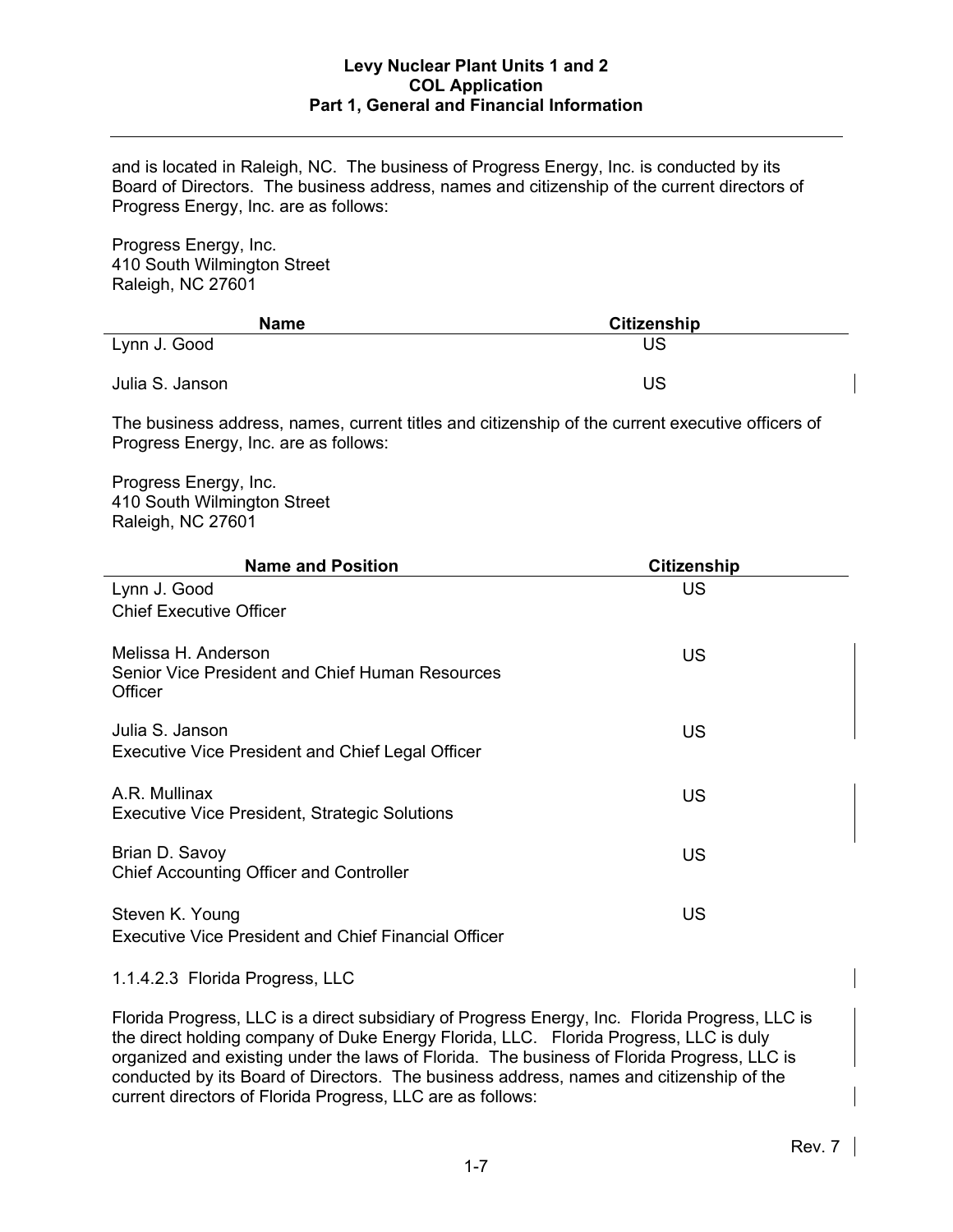and is located in Raleigh, NC. The business of Progress Energy, Inc. is conducted by its Board of Directors. The business address, names and citizenship of the current directors of Progress Energy, Inc. are as follows:

Progress Energy, Inc.
410 South Wilmington Street
Raleigh, NC 27601

| Name | Citizenship |
|---|---|
| Lynn J. Good | US |
| Julia S. Janson | US |

The business address, names, current titles and citizenship of the current executive officers of Progress Energy, Inc. are as follows:

Progress Energy, Inc.
410 South Wilmington Street
Raleigh, NC 27601

| Name and Position | Citizenship |
|---|---|
| Lynn J. Good<br>Chief Executive Officer | US |
| Melissa H. Anderson<br>Senior Vice President and Chief Human Resources Officer | US |
| Julia S. Janson<br>Executive Vice President and Chief Legal Officer | US |
| A.R. Mullinax<br>Executive Vice President, Strategic Solutions | US |
| Brian D. Savoy<br>Chief Accounting Officer and Controller | US |
| Steven K. Young<br>Executive Vice President and Chief Financial Officer | US |

1.1.4.2.3 Florida Progress, LLC

Florida Progress, LLC is a direct subsidiary of Progress Energy, Inc. Florida Progress, LLC is the direct holding company of Duke Energy Florida, LLC. Florida Progress, LLC is duly organized and existing under the laws of Florida. The business of Florida Progress, LLC is conducted by its Board of Directors. The business address, names and citizenship of the current directors of Florida Progress, LLC are as follows: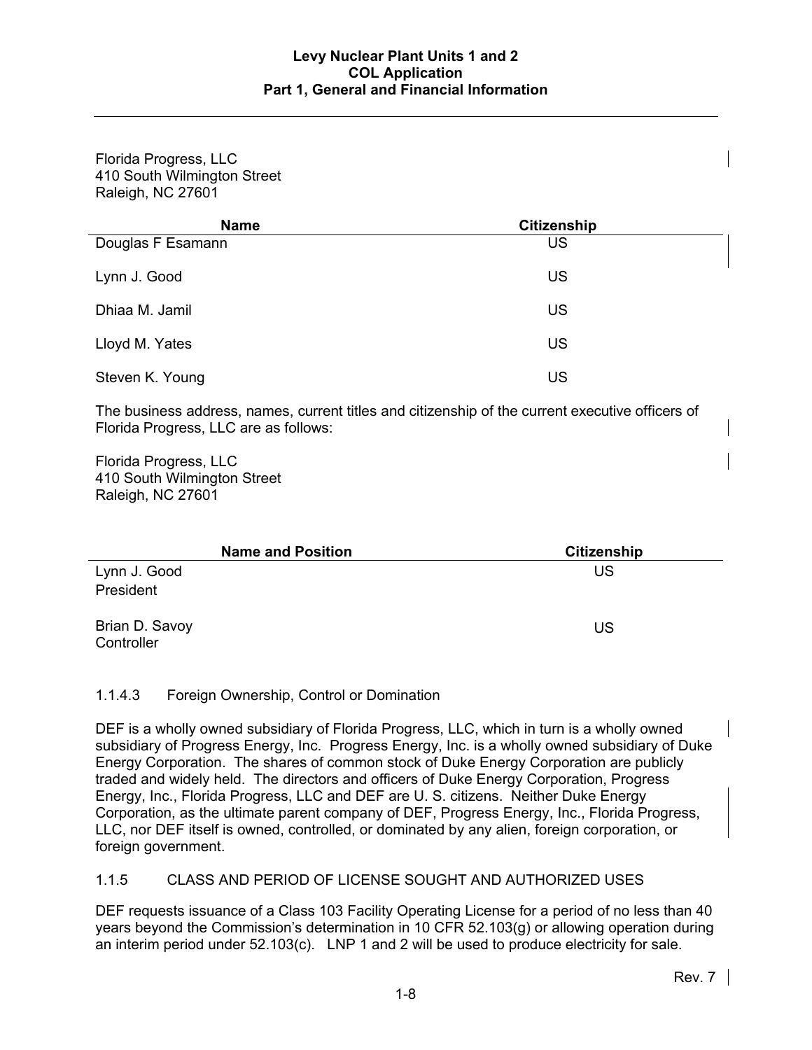Florida Progress, LLC
410 South Wilmington Street
Raleigh, NC 27601

| Name | Citizenship |
|---|---|
| Douglas F Esamann | US |
| Lynn J. Good | US |
| Dhiaa M. Jamil | US |
| Lloyd M. Yates | US |
| Steven K. Young | US |

The business address, names, current titles and citizenship of the current executive officers of Florida Progress, LLC are as follows:

Florida Progress, LLC
410 South Wilmington Street
Raleigh, NC 27601

| Name and Position | Citizenship |
|---|---|
| Lynn J. Good<br>President | US |
| Brian D. Savoy<br>Controller | US |

#### 1.1.4.3 Foreign Ownership, Control or Domination

DEF is a wholly owned subsidiary of Florida Progress, LLC, which in turn is a wholly owned subsidiary of Progress Energy, Inc. Progress Energy, Inc. is a wholly owned subsidiary of Duke Energy Corporation. The shares of common stock of Duke Energy Corporation are publicly traded and widely held. The directors and officers of Duke Energy Corporation, Progress Energy, Inc., Florida Progress, LLC and DEF are U. S. citizens. Neither Duke Energy Corporation, as the ultimate parent company of DEF, Progress Energy, Inc., Florida Progress, LLC, nor DEF itself is owned, controlled, or dominated by any alien, foreign corporation, or foreign government.

### 1.1.5 CLASS AND PERIOD OF LICENSE SOUGHT AND AUTHORIZED USES

DEF requests issuance of a Class 103 Facility Operating License for a period of no less than 40 years beyond the Commission's determination in 10 CFR 52.103(g) or allowing operation during an interim period under 52.103(c). LNP 1 and 2 will be used to produce electricity for sale.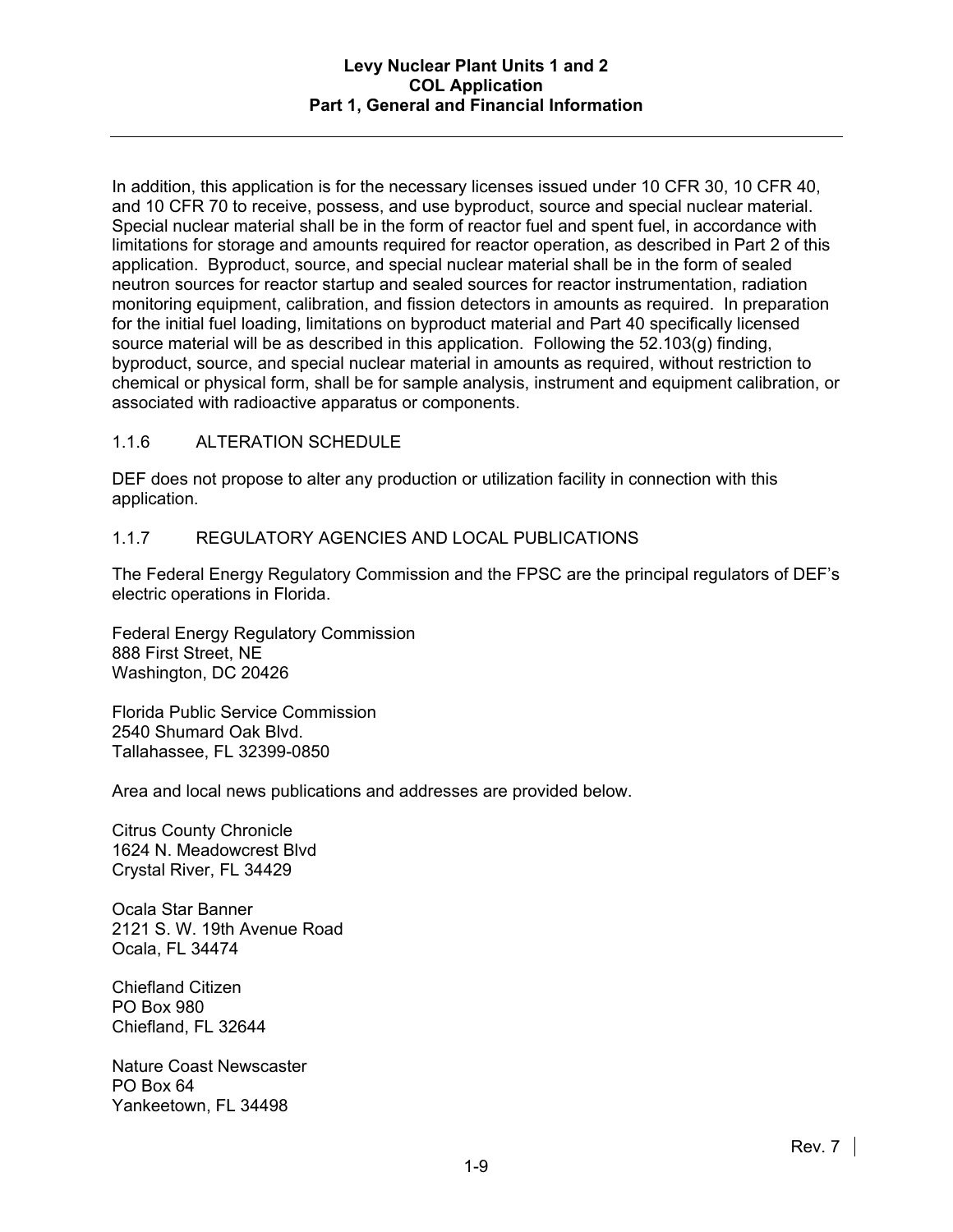In addition, this application is for the necessary licenses issued under 10 CFR 30, 10 CFR 40, and 10 CFR 70 to receive, possess, and use byproduct, source and special nuclear material. Special nuclear material shall be in the form of reactor fuel and spent fuel, in accordance with limitations for storage and amounts required for reactor operation, as described in Part 2 of this application. Byproduct, source, and special nuclear material shall be in the form of sealed neutron sources for reactor startup and sealed sources for reactor instrumentation, radiation monitoring equipment, calibration, and fission detectors in amounts as required. In preparation for the initial fuel loading, limitations on byproduct material and Part 40 specifically licensed source material will be as described in this application. Following the 52.103(g) finding, byproduct, source, and special nuclear material in amounts as required, without restriction to chemical or physical form, shall be for sample analysis, instrument and equipment calibration, or associated with radioactive apparatus or components.

### 1.1.6 ALTERATION SCHEDULE

DEF does not propose to alter any production or utilization facility in connection with this application.

### 1.1.7 REGULATORY AGENCIES AND LOCAL PUBLICATIONS

The Federal Energy Regulatory Commission and the FPSC are the principal regulators of DEF's electric operations in Florida.

Federal Energy Regulatory Commission
888 First Street, NE
Washington, DC 20426

Florida Public Service Commission
2540 Shumard Oak Blvd.
Tallahassee, FL 32399-0850

Area and local news publications and addresses are provided below.

Citrus County Chronicle
1624 N. Meadowcrest Blvd
Crystal River, FL 34429

Ocala Star Banner
2121 S. W. 19th Avenue Road
Ocala, FL 34474

Chiefland Citizen
PO Box 980
Chiefland, FL 32644

Nature Coast Newscaster
PO Box 64
Yankeetown, FL 34498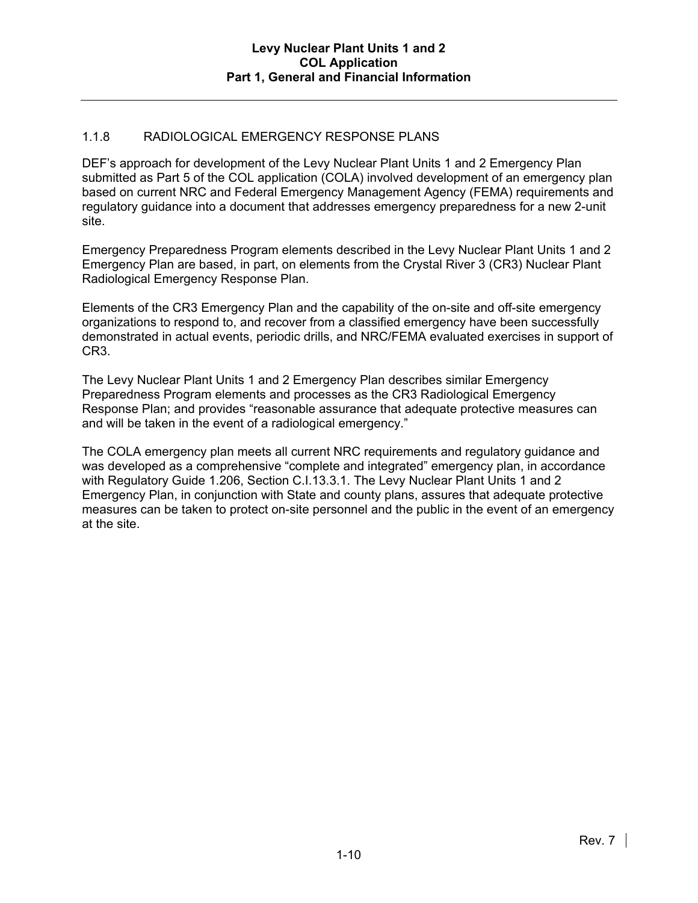### 1.1.8 RADIOLOGICAL EMERGENCY RESPONSE PLANS

DEF's approach for development of the Levy Nuclear Plant Units 1 and 2 Emergency Plan submitted as Part 5 of the COL application (COLA) involved development of an emergency plan based on current NRC and Federal Emergency Management Agency (FEMA) requirements and regulatory guidance into a document that addresses emergency preparedness for a new 2-unit site.

Emergency Preparedness Program elements described in the Levy Nuclear Plant Units 1 and 2 Emergency Plan are based, in part, on elements from the Crystal River 3 (CR3) Nuclear Plant Radiological Emergency Response Plan.

Elements of the CR3 Emergency Plan and the capability of the on-site and off-site emergency organizations to respond to, and recover from a classified emergency have been successfully demonstrated in actual events, periodic drills, and NRC/FEMA evaluated exercises in support of CR3.

The Levy Nuclear Plant Units 1 and 2 Emergency Plan describes similar Emergency Preparedness Program elements and processes as the CR3 Radiological Emergency Response Plan; and provides "reasonable assurance that adequate protective measures can and will be taken in the event of a radiological emergency."

The COLA emergency plan meets all current NRC requirements and regulatory guidance and was developed as a comprehensive "complete and integrated" emergency plan, in accordance with Regulatory Guide 1.206, Section C.I.13.3.1. The Levy Nuclear Plant Units 1 and 2 Emergency Plan, in conjunction with State and county plans, assures that adequate protective measures can be taken to protect on-site personnel and the public in the event of an emergency at the site.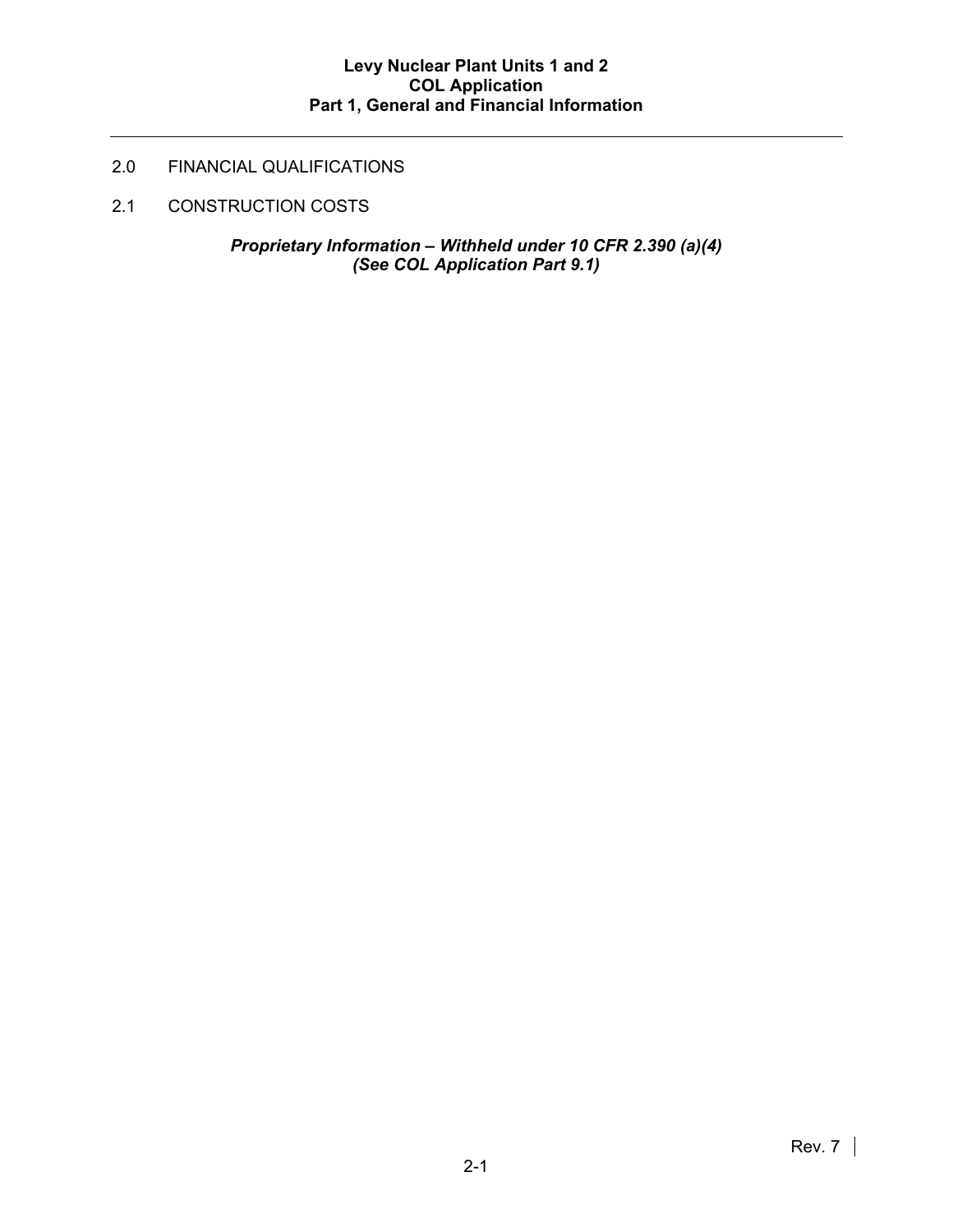# 2.0 FINANCIAL QUALIFICATIONS

## 2.1 CONSTRUCTION COSTS

***Proprietary Information – Withheld under 10 CFR 2.390 (a)(4)***
***(See COL Application Part 9.1)***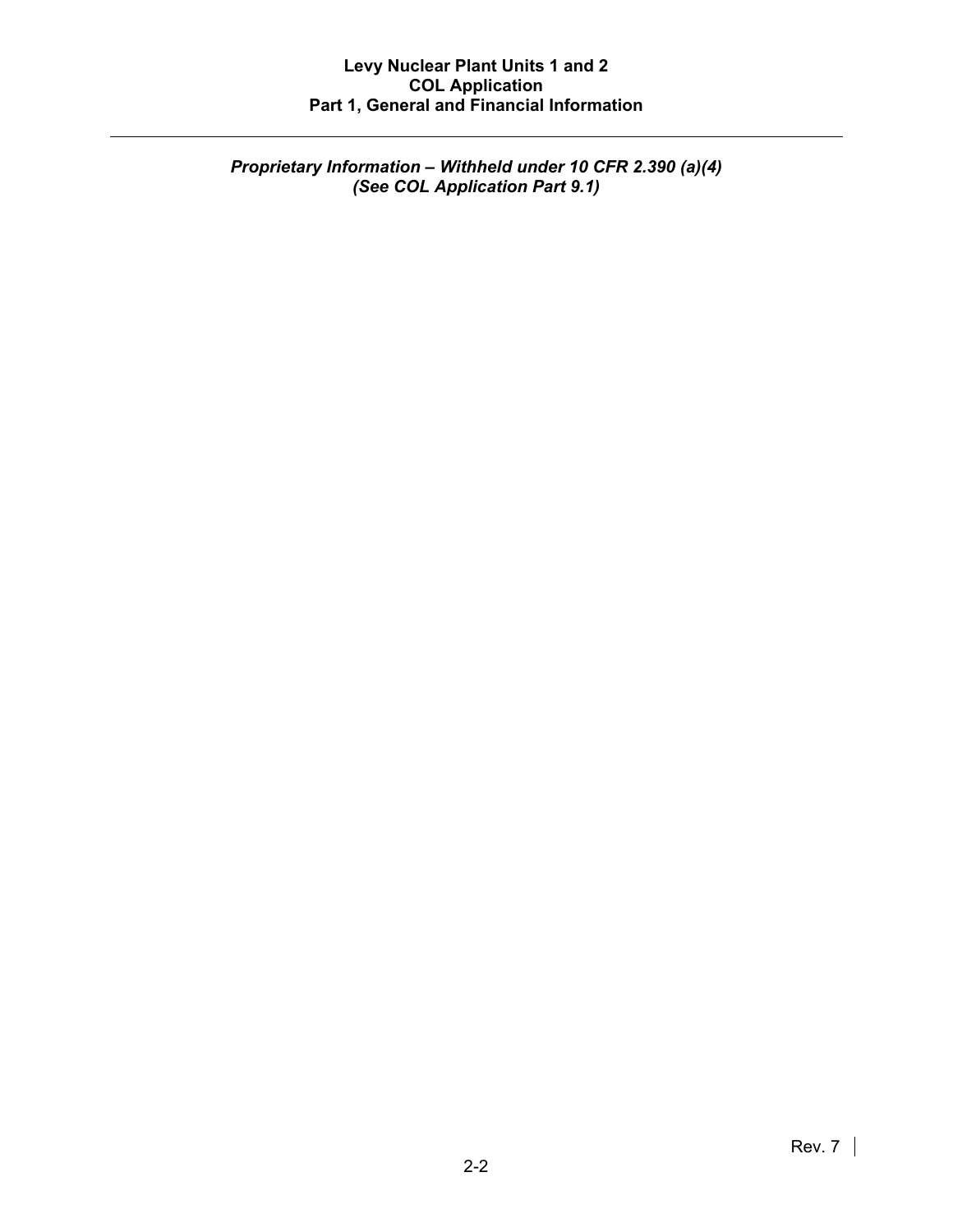*Proprietary Information – Withheld under 10 CFR 2.390 (a)(4)*
*(See COL Application Part 9.1)*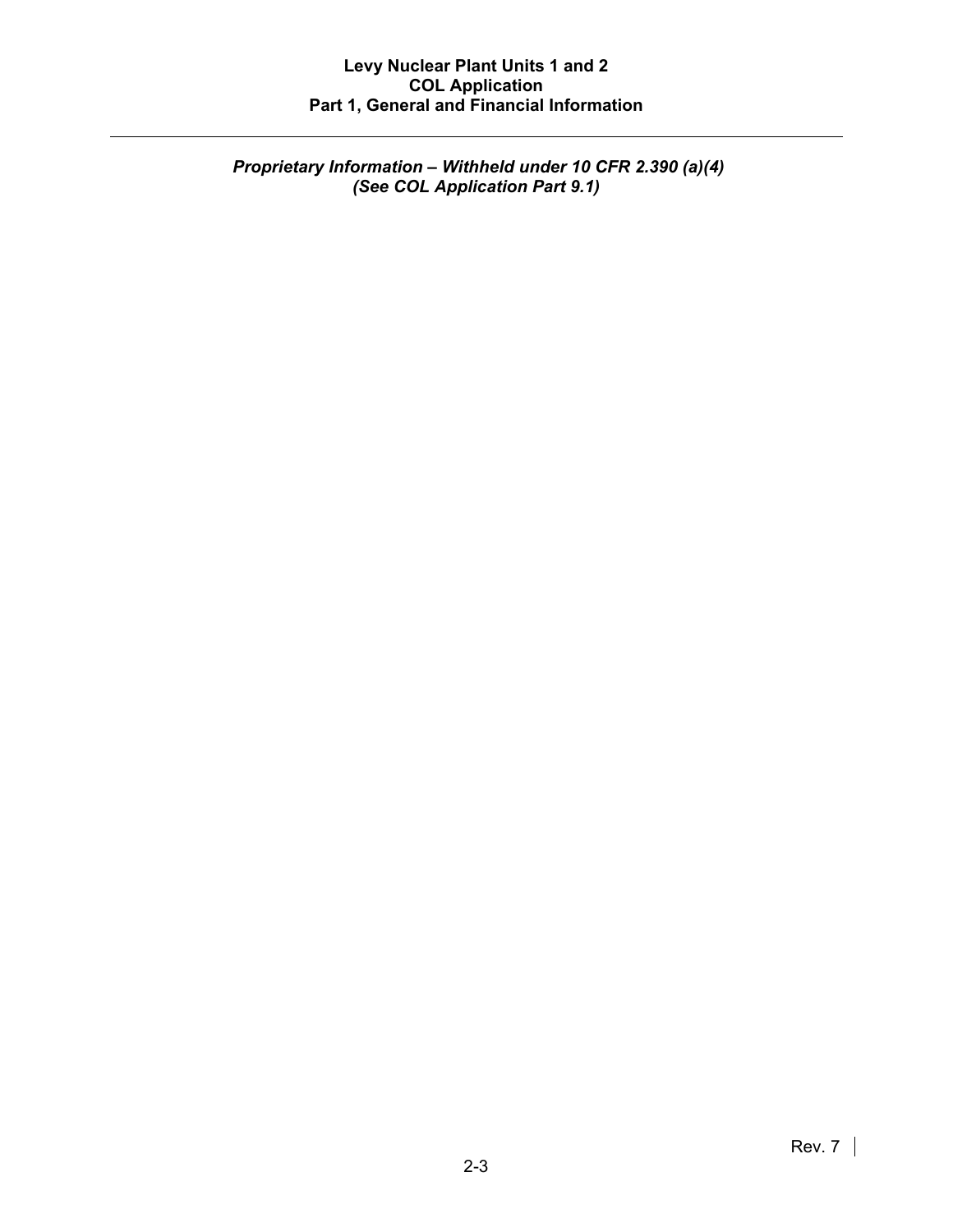*Proprietary Information – Withheld under 10 CFR 2.390 (a)(4)*
*(See COL Application Part 9.1)*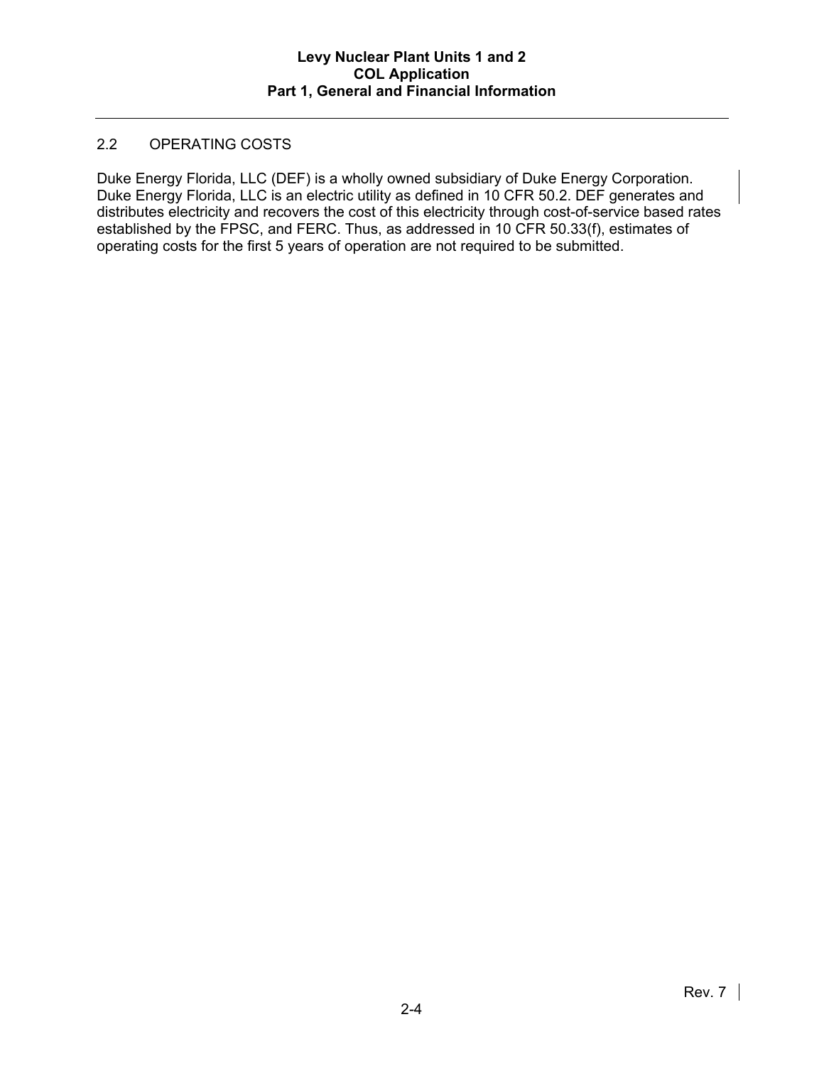## 2.2 OPERATING COSTS

Duke Energy Florida, LLC (DEF) is a wholly owned subsidiary of Duke Energy Corporation. Duke Energy Florida, LLC is an electric utility as defined in 10 CFR 50.2. DEF generates and distributes electricity and recovers the cost of this electricity through cost-of-service based rates established by the FPSC, and FERC. Thus, as addressed in 10 CFR 50.33(f), estimates of operating costs for the first 5 years of operation are not required to be submitted.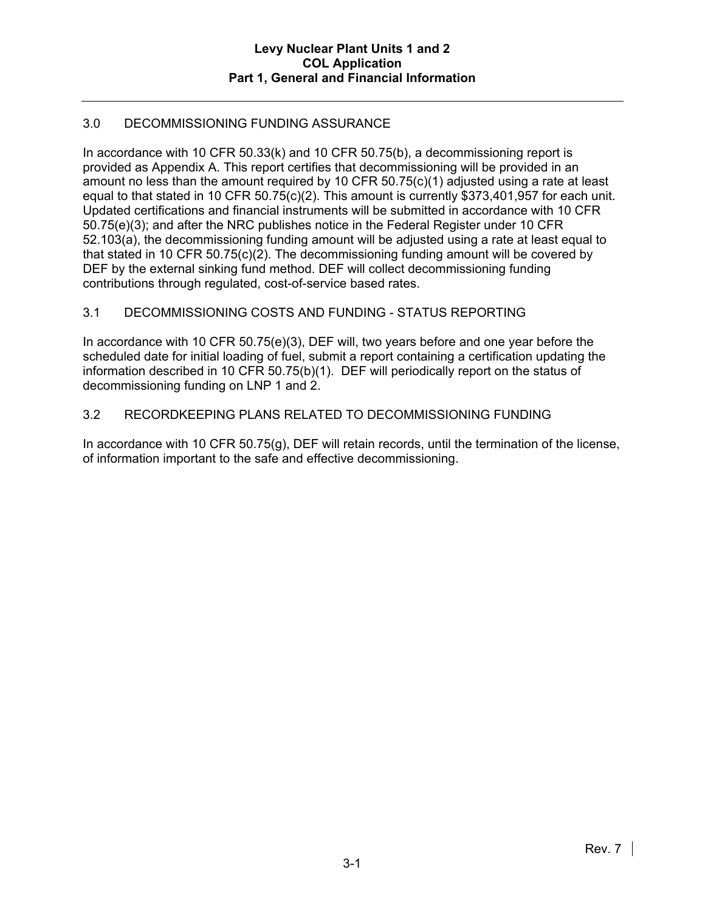## 3.0 DECOMMISSIONING FUNDING ASSURANCE

In accordance with 10 CFR 50.33(k) and 10 CFR 50.75(b), a decommissioning report is provided as Appendix A. This report certifies that decommissioning will be provided in an amount no less than the amount required by 10 CFR 50.75(c)(1) adjusted using a rate at least equal to that stated in 10 CFR 50.75(c)(2). This amount is currently $373,401,957 for each unit. Updated certifications and financial instruments will be submitted in accordance with 10 CFR 50.75(e)(3); and after the NRC publishes notice in the Federal Register under 10 CFR 52.103(a), the decommissioning funding amount will be adjusted using a rate at least equal to that stated in 10 CFR 50.75(c)(2). The decommissioning funding amount will be covered by DEF by the external sinking fund method. DEF will collect decommissioning funding contributions through regulated, cost-of-service based rates.

## 3.1 DECOMMISSIONING COSTS AND FUNDING - STATUS REPORTING

In accordance with 10 CFR 50.75(e)(3), DEF will, two years before and one year before the scheduled date for initial loading of fuel, submit a report containing a certification updating the information described in 10 CFR 50.75(b)(1). DEF will periodically report on the status of decommissioning funding on LNP 1 and 2.

## 3.2 RECORDKEEPING PLANS RELATED TO DECOMMISSIONING FUNDING

In accordance with 10 CFR 50.75(g), DEF will retain records, until the termination of the license, of information important to the safe and effective decommissioning.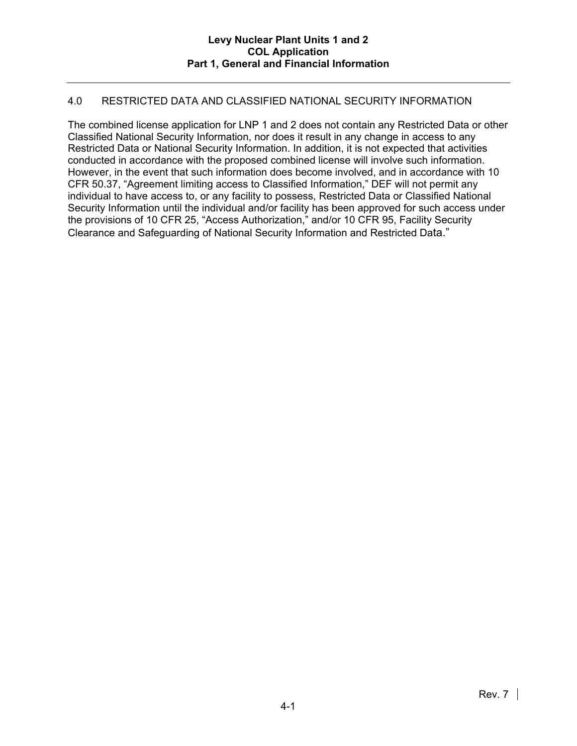## 4.0 RESTRICTED DATA AND CLASSIFIED NATIONAL SECURITY INFORMATION

The combined license application for LNP 1 and 2 does not contain any Restricted Data or other Classified National Security Information, nor does it result in any change in access to any Restricted Data or National Security Information. In addition, it is not expected that activities conducted in accordance with the proposed combined license will involve such information. However, in the event that such information does become involved, and in accordance with 10 CFR 50.37, "Agreement limiting access to Classified Information," DEF will not permit any individual to have access to, or any facility to possess, Restricted Data or Classified National Security Information until the individual and/or facility has been approved for such access under the provisions of 10 CFR 25, "Access Authorization," and/or 10 CFR 95, Facility Security Clearance and Safeguarding of National Security Information and Restricted Data."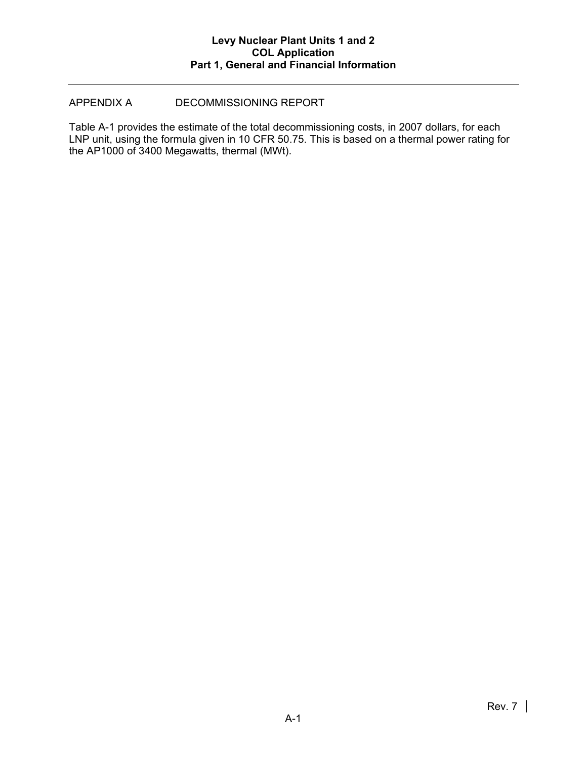## APPENDIX A DECOMMISSIONING REPORT

Table A-1 provides the estimate of the total decommissioning costs, in 2007 dollars, for each LNP unit, using the formula given in 10 CFR 50.75. This is based on a thermal power rating for the AP1000 of 3400 Megawatts, thermal (MWt).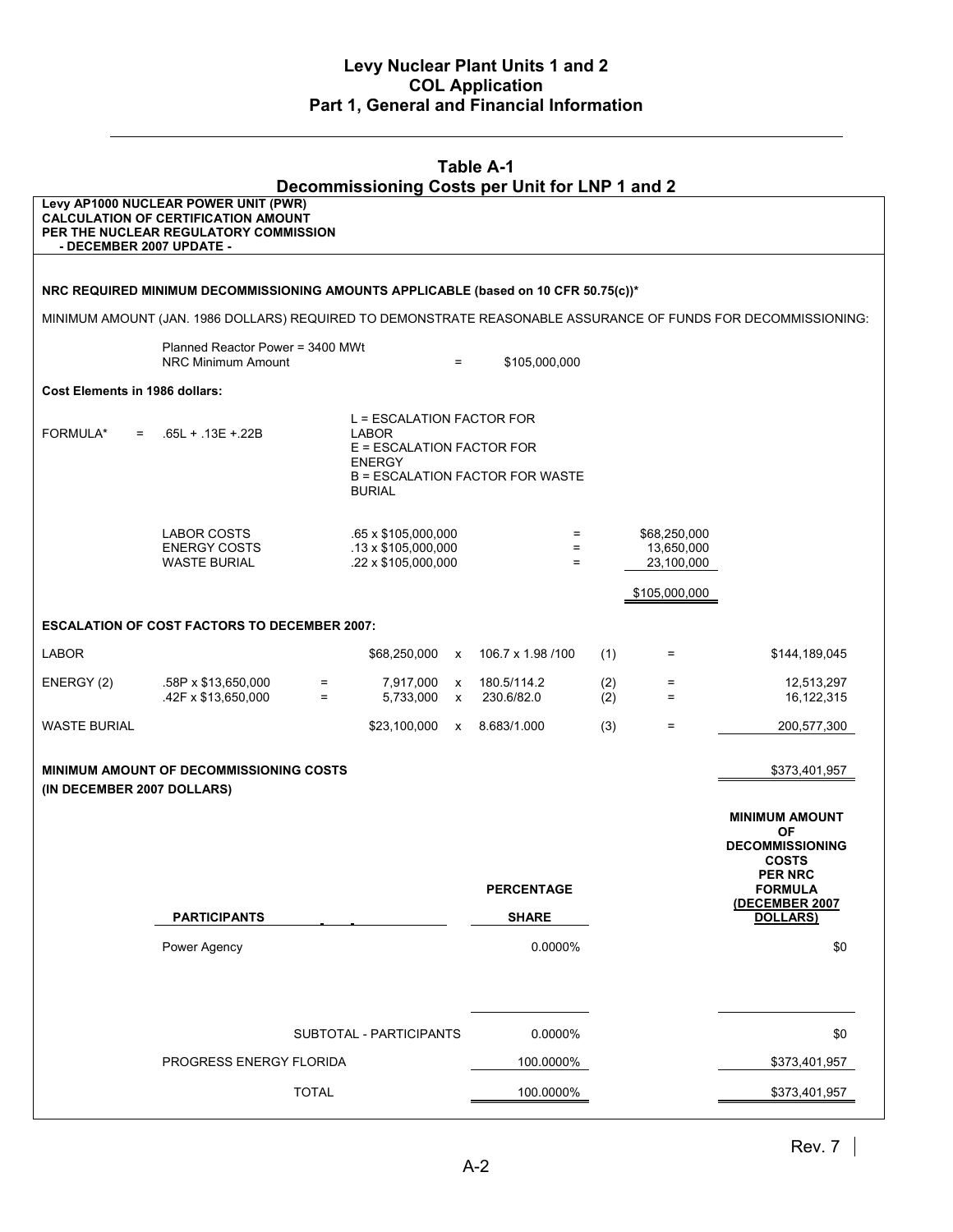## Table A-1
## Decommissioning Costs per Unit for LNP 1 and 2

**Levy AP1000 NUCLEAR POWER UNIT (PWR)**
**CALCULATION OF CERTIFICATION AMOUNT**
**PER THE NUCLEAR REGULATORY COMMISSION**
**- DECEMBER 2007 UPDATE -**

**NRC REQUIRED MINIMUM DECOMMISSIONING AMOUNTS APPLICABLE (based on 10 CFR 50.75(c))***

MINIMUM AMOUNT (JAN. 1986 DOLLARS) REQUIRED TO DEMONSTRATE REASONABLE ASSURANCE OF FUNDS FOR DECOMMISSIONING:

Planned Reactor Power = 3400 MWt
NRC Minimum Amount = $105,000,000

**Cost Elements in 1986 dollars:**

FORMULA* = .65L + .13E +.22B

L = ESCALATION FACTOR FOR LABOR
E = ESCALATION FACTOR FOR ENERGY
B = ESCALATION FACTOR FOR WASTE BURIAL

| | | | |
|---|---|---|---|
| LABOR COSTS | .65 x $105,000,000 | = | $68,250,000 |
| ENERGY COSTS | .13 x $105,000,000 | = | 13,650,000 |
| WASTE BURIAL | .22 x $105,000,000 | = | 23,100,000 |
| | | | $105,000,000 |

**ESCALATION OF COST FACTORS TO DECEMBER 2007:**

| | | | | | | | | |
|---|---|---|---|---|---|---|---|---|
| LABOR | | | $68,250,000 | x | 106.7 x 1.98 /100 | (1) | = | $144,189,045 |
| ENERGY (2) | .58P x $13,650,000 | = | 7,917,000 | x | 180.5/114.2 | (2) | = | 12,513,297 |
| | .42F x $13,650,000 | = | 5,733,000 | x | 230.6/82.0 | (2) | = | 16,122,315 |
| WASTE BURIAL | | | $23,100,000 | x | 8.683/1.000 | (3) | = | 200,577,300 |

**MINIMUM AMOUNT OF DECOMMISSIONING COSTS (IN DECEMBER 2007 DOLLARS)** $373,401,957

| PARTICIPANTS | PERCENTAGE SHARE | MINIMUM AMOUNT OF DECOMMISSIONING COSTS PER NRC FORMULA (DECEMBER 2007 DOLLARS) |
|---|---|---|
| Power Agency | 0.0000% | $0 |
| SUBTOTAL - PARTICIPANTS | 0.0000% | $0 |
| PROGRESS ENERGY FLORIDA | 100.0000% | $373,401,957 |
| TOTAL | 100.0000% | $373,401,957 |

Rev. 7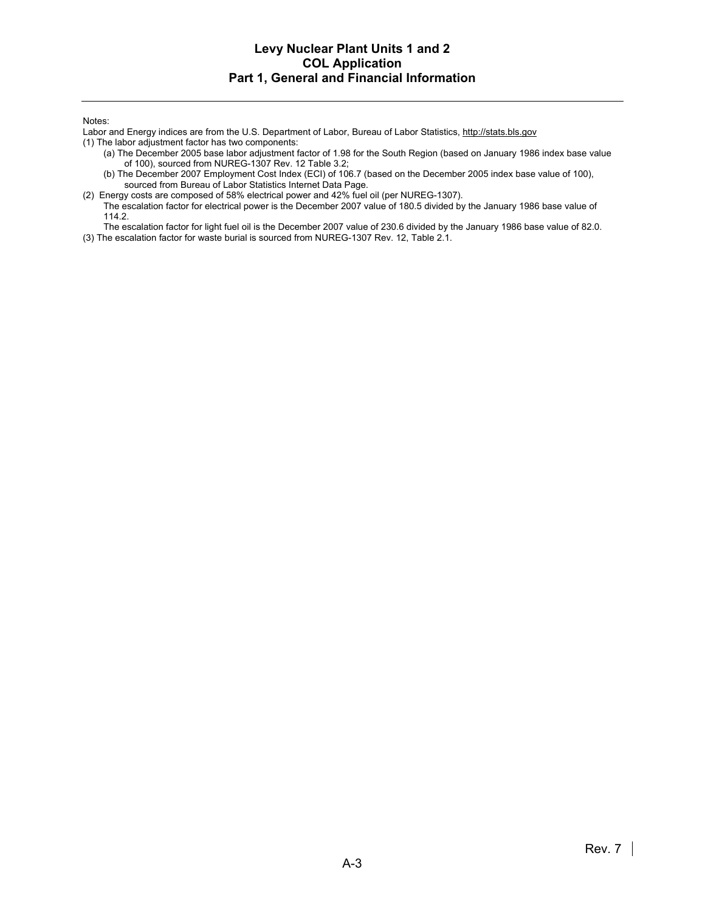Notes:

Labor and Energy indices are from the U.S. Department of Labor, Bureau of Labor Statistics, http://stats.bls.gov

(1) The labor adjustment factor has two components:

(a) The December 2005 base labor adjustment factor of 1.98 for the South Region (based on January 1986 index base value of 100), sourced from NUREG-1307 Rev. 12 Table 3.2;

(b) The December 2007 Employment Cost Index (ECI) of 106.7 (based on the December 2005 index base value of 100), sourced from Bureau of Labor Statistics Internet Data Page.

(2) Energy costs are composed of 58% electrical power and 42% fuel oil (per NUREG-1307).

The escalation factor for electrical power is the December 2007 value of 180.5 divided by the January 1986 base value of 114.2.

The escalation factor for light fuel oil is the December 2007 value of 230.6 divided by the January 1986 base value of 82.0.

(3) The escalation factor for waste burial is sourced from NUREG-1307 Rev. 12, Table 2.1.